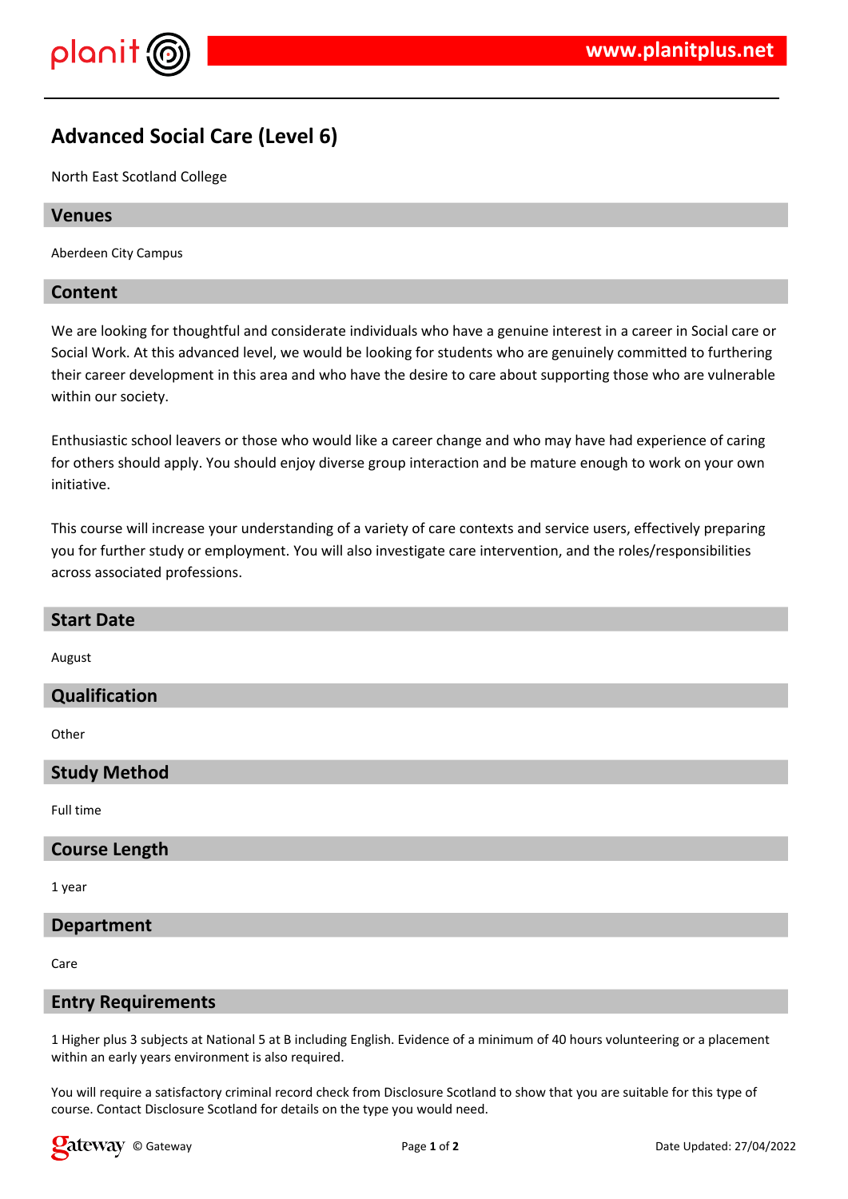# Advanced Social Care (Level 6)

North East Scotland College

## Venues

Aberdeen City Campus

## Content

We are looking for thoughtful and considerate individuals who have a genuine interest in a career in Social care or Social Work. At this advanced level, we would be looking for students who are genuinely committed to furthering their career development in this area and who have the desire to care about supporting those who are vulnerable within our society.

Enthusiastic school leavers or those who would like a career change and who may have had experience of caring for others should apply. You should enjoy diverse group interaction and be mature enough to work on your own initiative.

This course will increase your understanding of a variety of care contexts and service users, effectively preparing you for further study or employment. You will also investigate care intervention, and the roles/responsibilities across associated professions.

## Start Date

August

## Qualification

Other

## Study Method

Full time

## Course Length

1 year

## Department

Care

## Entry Requirements

1 Higher plus 3 subjects at National 5 at B including English. Evidence of a minimum of 40 hours volunteering or a placement within an early years environment is also required.

You will require a satisfactory criminal record check from Disclosure Scotland to show that you are suitable for this type of course. Contact Disclosure Scotland for details on the type you would need.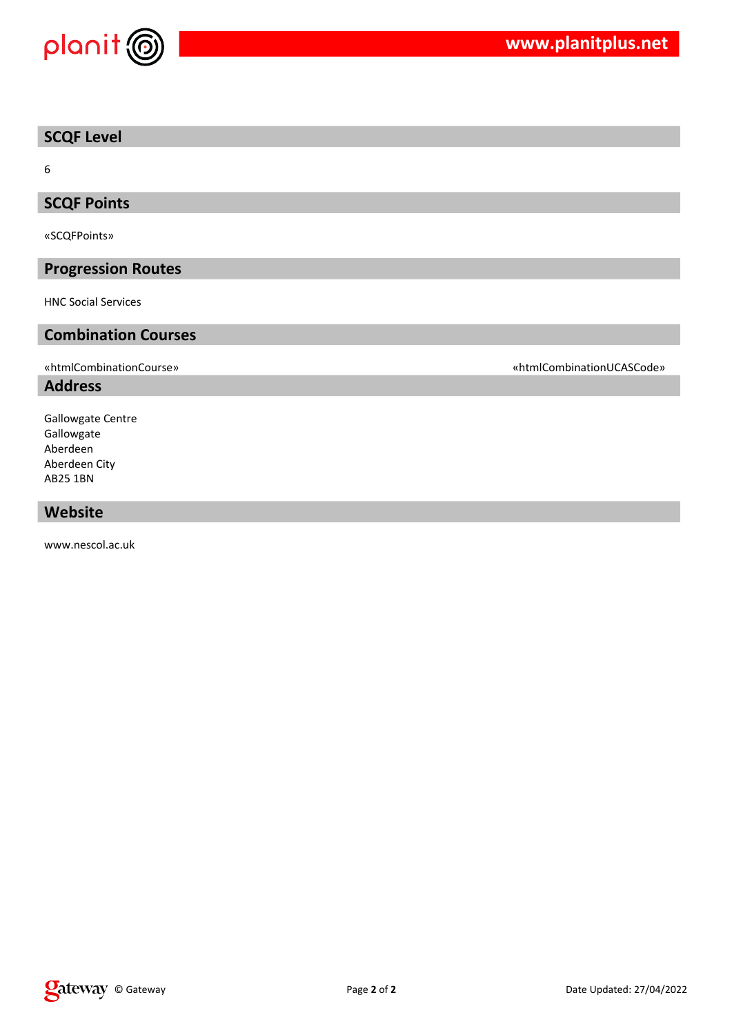## SCQF Level

6

## SCQF Points

«SCQFPoints»

## Progression Routes

HNC Social Services

## Combination Courses

«htmlCombinationCourse» «htmlCombinationUCASCode»

## Address

Gallowgate Centre
Gallowgate
Aberdeen
Aberdeen City
AB25 1BN

## Website

www.nescol.ac.uk